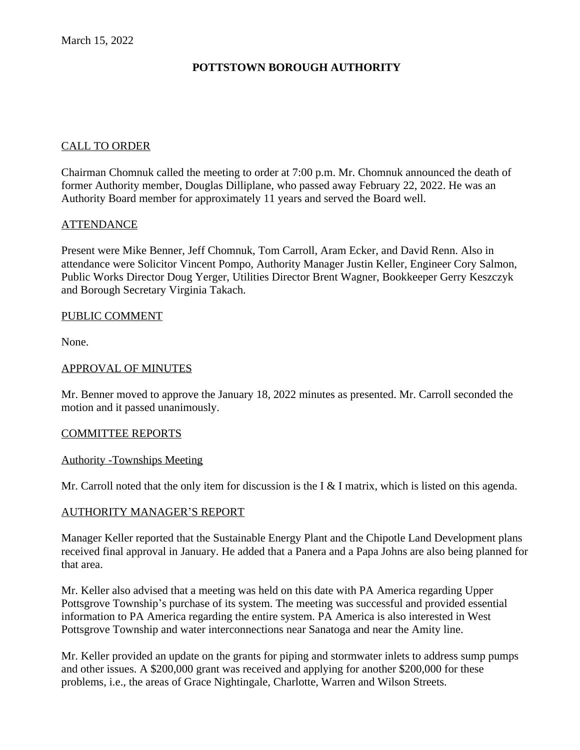March 15, 2022

# POTTSTOWN BOROUGH AUTHORITY

## CALL TO ORDER

Chairman Chomnuk called the meeting to order at 7:00 p.m. Mr. Chomnuk announced the death of former Authority member, Douglas Dilliplane, who passed away February 22, 2022. He was an Authority Board member for approximately 11 years and served the Board well.

## ATTENDANCE

Present were Mike Benner, Jeff Chomnuk, Tom Carroll, Aram Ecker, and David Renn. Also in attendance were Solicitor Vincent Pompo, Authority Manager Justin Keller, Engineer Cory Salmon, Public Works Director Doug Yerger, Utilities Director Brent Wagner, Bookkeeper Gerry Keszczyk and Borough Secretary Virginia Takach.

## PUBLIC COMMENT

None.

## APPROVAL OF MINUTES

Mr. Benner moved to approve the January 18, 2022 minutes as presented. Mr. Carroll seconded the motion and it passed unanimously.

## COMMITTEE REPORTS

### Authority -Townships Meeting

Mr. Carroll noted that the only item for discussion is the I & I matrix, which is listed on this agenda.

## AUTHORITY MANAGER'S REPORT

Manager Keller reported that the Sustainable Energy Plant and the Chipotle Land Development plans received final approval in January. He added that a Panera and a Papa Johns are also being planned for that area.

Mr. Keller also advised that a meeting was held on this date with PA America regarding Upper Pottsgrove Township's purchase of its system. The meeting was successful and provided essential information to PA America regarding the entire system. PA America is also interested in West Pottsgrove Township and water interconnections near Sanatoga and near the Amity line.

Mr. Keller provided an update on the grants for piping and stormwater inlets to address sump pumps and other issues. A $200,000 grant was received and applying for another $200,000 for these problems, i.e., the areas of Grace Nightingale, Charlotte, Warren and Wilson Streets.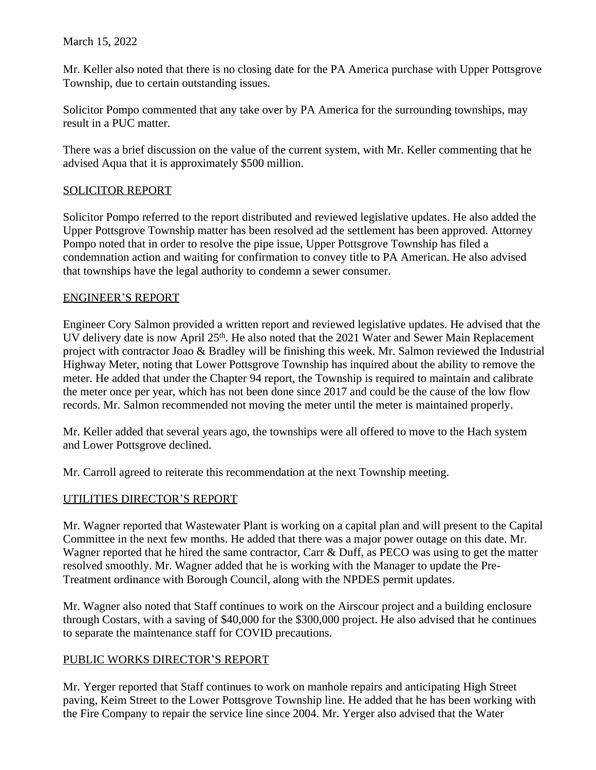March 15, 2022

Mr. Keller also noted that there is no closing date for the PA America purchase with Upper Pottsgrove Township, due to certain outstanding issues.

Solicitor Pompo commented that any take over by PA America for the surrounding townships, may result in a PUC matter.

There was a brief discussion on the value of the current system, with Mr. Keller commenting that he advised Aqua that it is approximately $500 million.

## SOLICITOR REPORT

Solicitor Pompo referred to the report distributed and reviewed legislative updates. He also added the Upper Pottsgrove Township matter has been resolved ad the settlement has been approved. Attorney Pompo noted that in order to resolve the pipe issue, Upper Pottsgrove Township has filed a condemnation action and waiting for confirmation to convey title to PA American. He also advised that townships have the legal authority to condemn a sewer consumer.

## ENGINEER'S REPORT

Engineer Cory Salmon provided a written report and reviewed legislative updates. He advised that the UV delivery date is now April 25th. He also noted that the 2021 Water and Sewer Main Replacement project with contractor Joao & Bradley will be finishing this week. Mr. Salmon reviewed the Industrial Highway Meter, noting that Lower Pottsgrove Township has inquired about the ability to remove the meter. He added that under the Chapter 94 report, the Township is required to maintain and calibrate the meter once per year, which has not been done since 2017 and could be the cause of the low flow records. Mr. Salmon recommended not moving the meter until the meter is maintained properly.

Mr. Keller added that several years ago, the townships were all offered to move to the Hach system and Lower Pottsgrove declined.

Mr. Carroll agreed to reiterate this recommendation at the next Township meeting.

## UTILITIES DIRECTOR'S REPORT

Mr. Wagner reported that Wastewater Plant is working on a capital plan and will present to the Capital Committee in the next few months. He added that there was a major power outage on this date. Mr. Wagner reported that he hired the same contractor, Carr & Duff, as PECO was using to get the matter resolved smoothly. Mr. Wagner added that he is working with the Manager to update the Pre-Treatment ordinance with Borough Council, along with the NPDES permit updates.

Mr. Wagner also noted that Staff continues to work on the Airscour project and a building enclosure through Costars, with a saving of $40,000 for the $300,000 project. He also advised that he continues to separate the maintenance staff for COVID precautions.

## PUBLIC WORKS DIRECTOR'S REPORT

Mr. Yerger reported that Staff continues to work on manhole repairs and anticipating High Street paving, Keim Street to the Lower Pottsgrove Township line. He added that he has been working with the Fire Company to repair the service line since 2004. Mr. Yerger also advised that the Water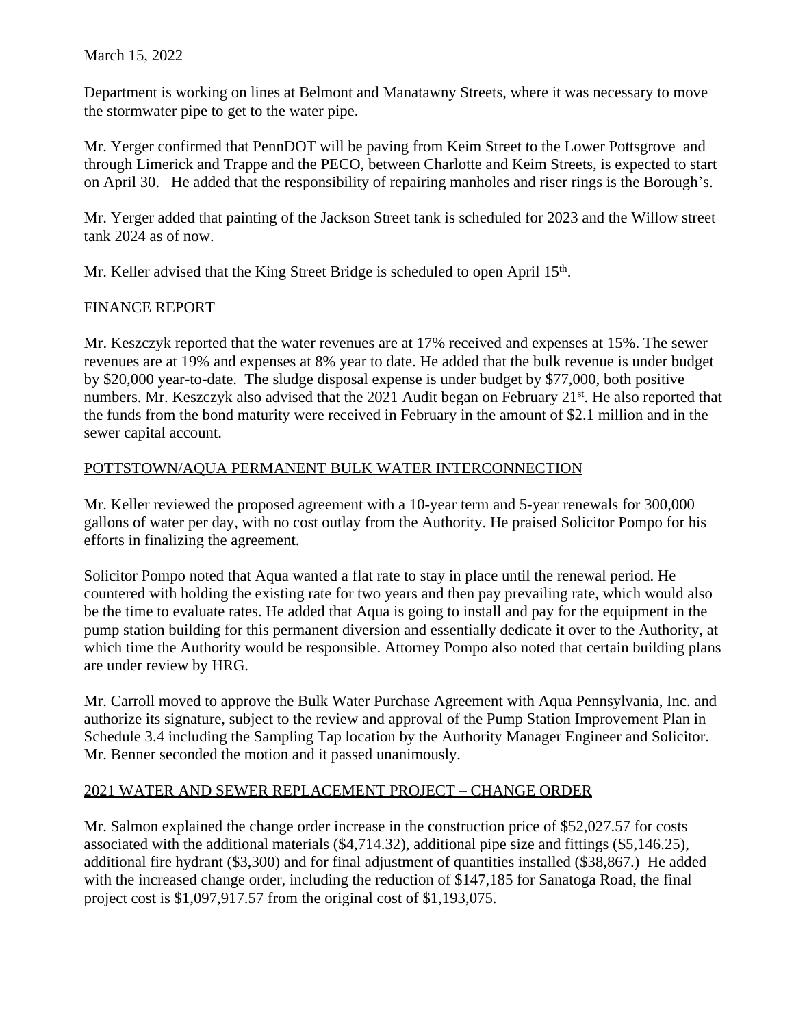March 15, 2022

Department is working on lines at Belmont and Manatawny Streets, where it was necessary to move the stormwater pipe to get to the water pipe.

Mr. Yerger confirmed that PennDOT will be paving from Keim Street to the Lower Pottsgrove and through Limerick and Trappe and the PECO, between Charlotte and Keim Streets, is expected to start on April 30. He added that the responsibility of repairing manholes and riser rings is the Borough's.

Mr. Yerger added that painting of the Jackson Street tank is scheduled for 2023 and the Willow street tank 2024 as of now.

Mr. Keller advised that the King Street Bridge is scheduled to open April 15th.

## FINANCE REPORT

Mr. Keszczyk reported that the water revenues are at 17% received and expenses at 15%. The sewer revenues are at 19% and expenses at 8% year to date. He added that the bulk revenue is under budget by $20,000 year-to-date. The sludge disposal expense is under budget by $77,000, both positive numbers. Mr. Keszczyk also advised that the 2021 Audit began on February 21st. He also reported that the funds from the bond maturity were received in February in the amount of $2.1 million and in the sewer capital account.

## POTTSTOWN/AQUA PERMANENT BULK WATER INTERCONNECTION

Mr. Keller reviewed the proposed agreement with a 10-year term and 5-year renewals for 300,000 gallons of water per day, with no cost outlay from the Authority. He praised Solicitor Pompo for his efforts in finalizing the agreement.

Solicitor Pompo noted that Aqua wanted a flat rate to stay in place until the renewal period. He countered with holding the existing rate for two years and then pay prevailing rate, which would also be the time to evaluate rates. He added that Aqua is going to install and pay for the equipment in the pump station building for this permanent diversion and essentially dedicate it over to the Authority, at which time the Authority would be responsible. Attorney Pompo also noted that certain building plans are under review by HRG.

Mr. Carroll moved to approve the Bulk Water Purchase Agreement with Aqua Pennsylvania, Inc. and authorize its signature, subject to the review and approval of the Pump Station Improvement Plan in Schedule 3.4 including the Sampling Tap location by the Authority Manager Engineer and Solicitor. Mr. Benner seconded the motion and it passed unanimously.

## 2021 WATER AND SEWER REPLACEMENT PROJECT – CHANGE ORDER

Mr. Salmon explained the change order increase in the construction price of $52,027.57 for costs associated with the additional materials ($4,714.32), additional pipe size and fittings ($5,146.25), additional fire hydrant ($3,300) and for final adjustment of quantities installed ($38,867.) He added with the increased change order, including the reduction of $147,185 for Sanatoga Road, the final project cost is $1,097,917.57 from the original cost of $1,193,075.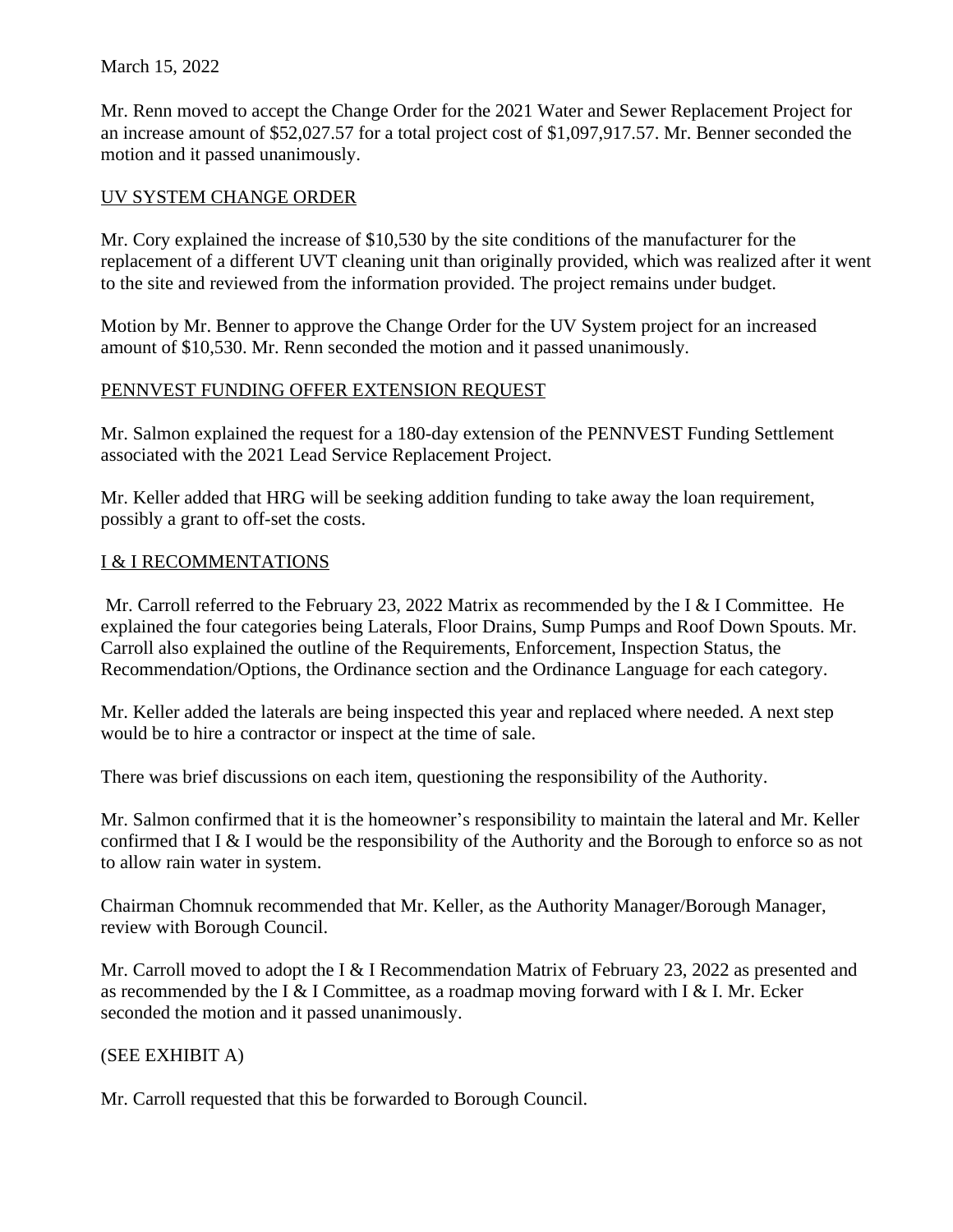March 15, 2022

Mr. Renn moved to accept the Change Order for the 2021 Water and Sewer Replacement Project for an increase amount of $52,027.57 for a total project cost of $1,097,917.57. Mr. Benner seconded the motion and it passed unanimously.

## UV SYSTEM CHANGE ORDER

Mr. Cory explained the increase of $10,530 by the site conditions of the manufacturer for the replacement of a different UVT cleaning unit than originally provided, which was realized after it went to the site and reviewed from the information provided. The project remains under budget.

Motion by Mr. Benner to approve the Change Order for the UV System project for an increased amount of $10,530. Mr. Renn seconded the motion and it passed unanimously.

## PENNVEST FUNDING OFFER EXTENSION REQUEST

Mr. Salmon explained the request for a 180-day extension of the PENNVEST Funding Settlement associated with the 2021 Lead Service Replacement Project.

Mr. Keller added that HRG will be seeking addition funding to take away the loan requirement, possibly a grant to off-set the costs.

## I & I RECOMMENTATIONS

Mr. Carroll referred to the February 23, 2022 Matrix as recommended by the I & I Committee. He explained the four categories being Laterals, Floor Drains, Sump Pumps and Roof Down Spouts. Mr. Carroll also explained the outline of the Requirements, Enforcement, Inspection Status, the Recommendation/Options, the Ordinance section and the Ordinance Language for each category.

Mr. Keller added the laterals are being inspected this year and replaced where needed. A next step would be to hire a contractor or inspect at the time of sale.

There was brief discussions on each item, questioning the responsibility of the Authority.

Mr. Salmon confirmed that it is the homeowner's responsibility to maintain the lateral and Mr. Keller confirmed that I & I would be the responsibility of the Authority and the Borough to enforce so as not to allow rain water in system.

Chairman Chomnuk recommended that Mr. Keller, as the Authority Manager/Borough Manager, review with Borough Council.

Mr. Carroll moved to adopt the I & I Recommendation Matrix of February 23, 2022 as presented and as recommended by the I & I Committee, as a roadmap moving forward with I & I. Mr. Ecker seconded the motion and it passed unanimously.

(SEE EXHIBIT A)

Mr. Carroll requested that this be forwarded to Borough Council.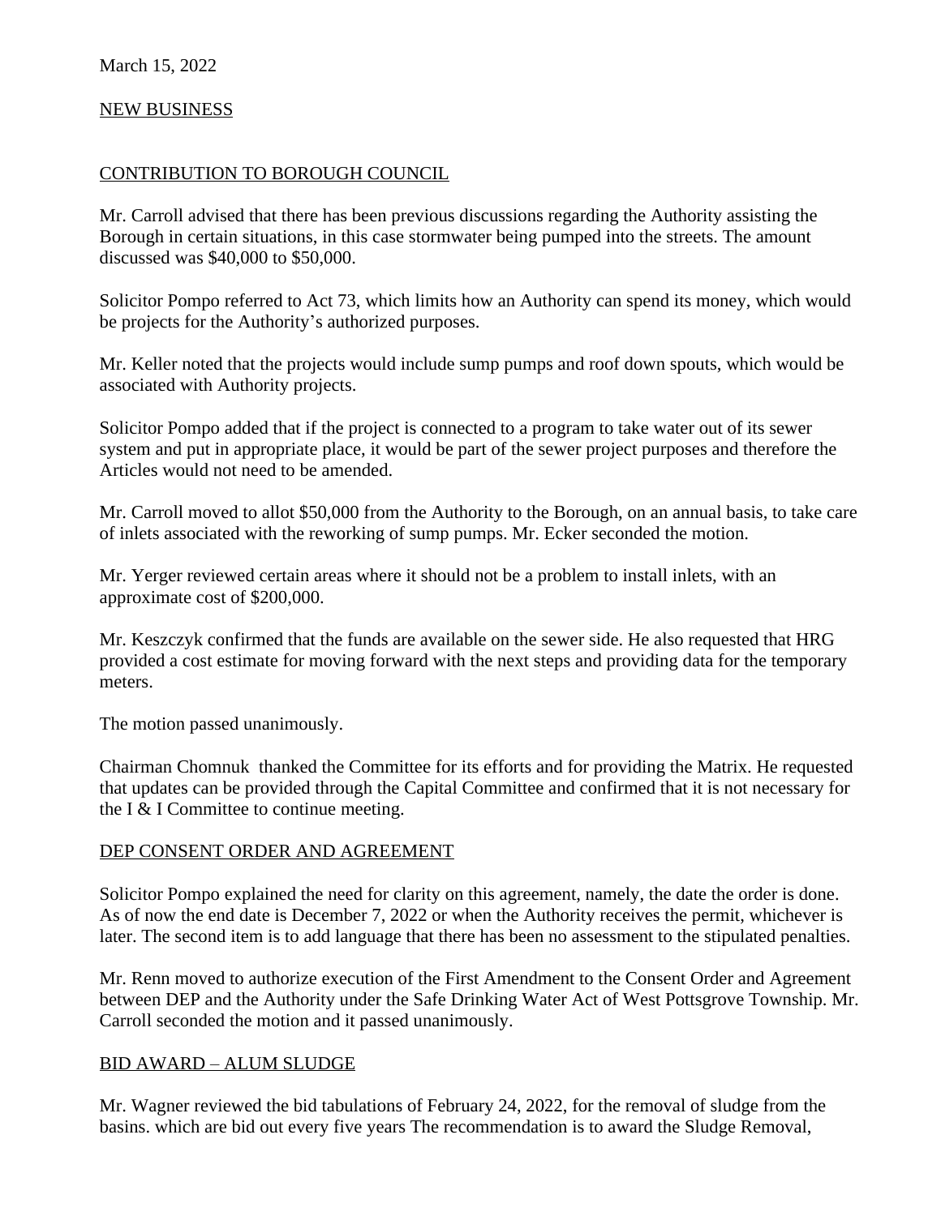March 15, 2022

NEW BUSINESS

CONTRIBUTION TO BOROUGH COUNCIL

Mr. Carroll advised that there has been previous discussions regarding the Authority assisting the Borough in certain situations, in this case stormwater being pumped into the streets. The amount discussed was $40,000 to $50,000.

Solicitor Pompo referred to Act 73, which limits how an Authority can spend its money, which would be projects for the Authority's authorized purposes.

Mr. Keller noted that the projects would include sump pumps and roof down spouts, which would be associated with Authority projects.

Solicitor Pompo added that if the project is connected to a program to take water out of its sewer system and put in appropriate place, it would be part of the sewer project purposes and therefore the Articles would not need to be amended.

Mr. Carroll moved to allot $50,000 from the Authority to the Borough, on an annual basis, to take care of inlets associated with the reworking of sump pumps. Mr. Ecker seconded the motion.

Mr. Yerger reviewed certain areas where it should not be a problem to install inlets, with an approximate cost of $200,000.

Mr. Keszczyk confirmed that the funds are available on the sewer side. He also requested that HRG provided a cost estimate for moving forward with the next steps and providing data for the temporary meters.

The motion passed unanimously.

Chairman Chomnuk thanked the Committee for its efforts and for providing the Matrix. He requested that updates can be provided through the Capital Committee and confirmed that it is not necessary for the I & I Committee to continue meeting.

DEP CONSENT ORDER AND AGREEMENT

Solicitor Pompo explained the need for clarity on this agreement, namely, the date the order is done. As of now the end date is December 7, 2022 or when the Authority receives the permit, whichever is later. The second item is to add language that there has been no assessment to the stipulated penalties.

Mr. Renn moved to authorize execution of the First Amendment to the Consent Order and Agreement between DEP and the Authority under the Safe Drinking Water Act of West Pottsgrove Township. Mr. Carroll seconded the motion and it passed unanimously.

BID AWARD – ALUM SLUDGE

Mr. Wagner reviewed the bid tabulations of February 24, 2022, for the removal of sludge from the basins. which are bid out every five years The recommendation is to award the Sludge Removal,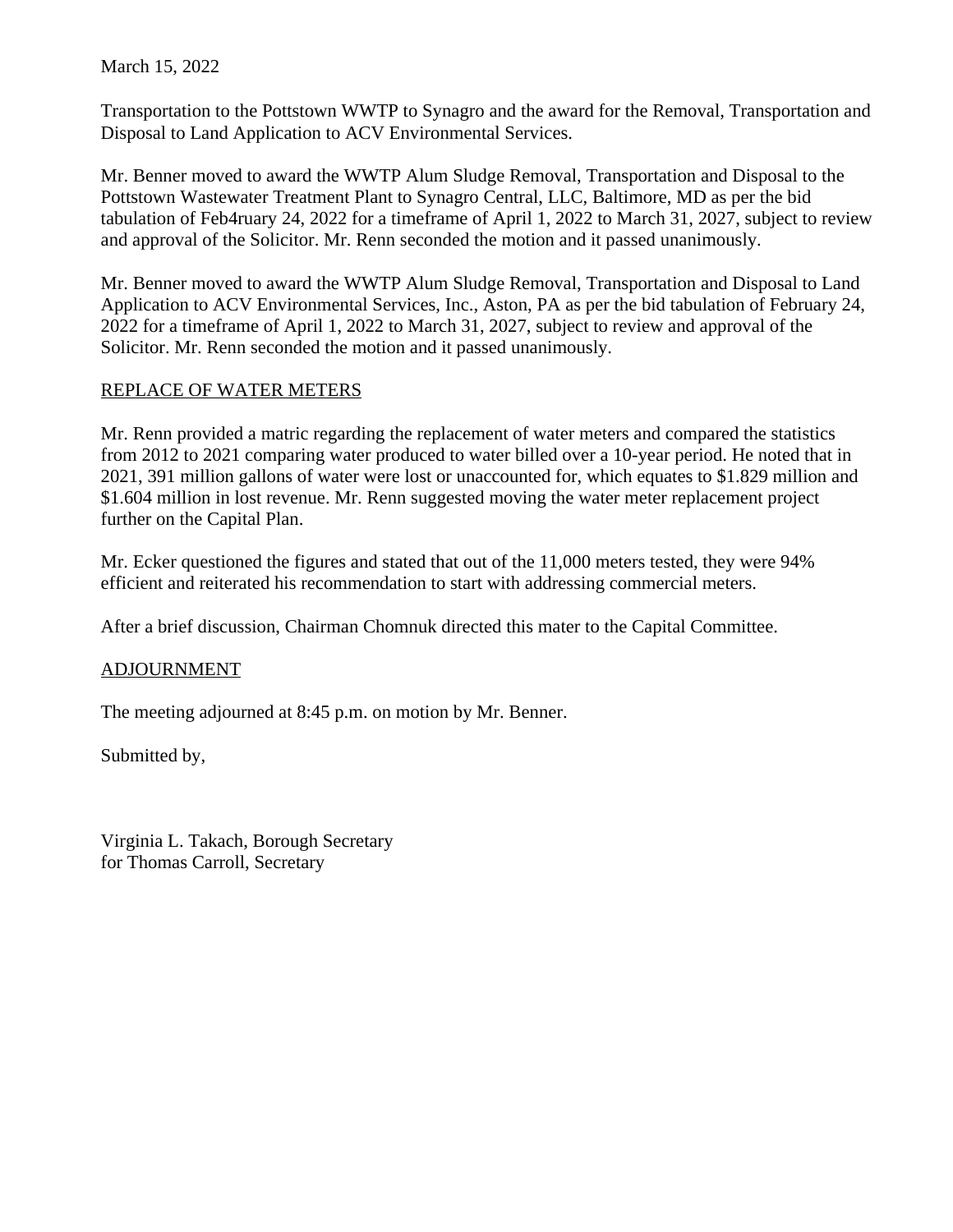Transportation to the Pottstown WWTP to Synagro and the award for the Removal, Transportation and Disposal to Land Application to ACV Environmental Services.

Mr. Benner moved to award the WWTP Alum Sludge Removal, Transportation and Disposal to the Pottstown Wastewater Treatment Plant to Synagro Central, LLC, Baltimore, MD as per the bid tabulation of Feb4ruary 24, 2022 for a timeframe of April 1, 2022 to March 31, 2027, subject to review and approval of the Solicitor. Mr. Renn seconded the motion and it passed unanimously.

Mr. Benner moved to award the WWTP Alum Sludge Removal, Transportation and Disposal to Land Application to ACV Environmental Services, Inc., Aston, PA as per the bid tabulation of February 24, 2022 for a timeframe of April 1, 2022 to March 31, 2027, subject to review and approval of the Solicitor. Mr. Renn seconded the motion and it passed unanimously.

<u>REPLACE OF WATER METERS</u>

Mr. Renn provided a matric regarding the replacement of water meters and compared the statistics from 2012 to 2021 comparing water produced to water billed over a 10-year period. He noted that in 2021, 391 million gallons of water were lost or unaccounted for, which equates to $1.829 million and $1.604 million in lost revenue. Mr. Renn suggested moving the water meter replacement project further on the Capital Plan.

Mr. Ecker questioned the figures and stated that out of the 11,000 meters tested, they were 94% efficient and reiterated his recommendation to start with addressing commercial meters.

After a brief discussion, Chairman Chomnuk directed this mater to the Capital Committee.

<u>ADJOURNMENT</u>

The meeting adjourned at 8:45 p.m. on motion by Mr. Benner.

Submitted by,

Virginia L. Takach, Borough Secretary
for Thomas Carroll, Secretary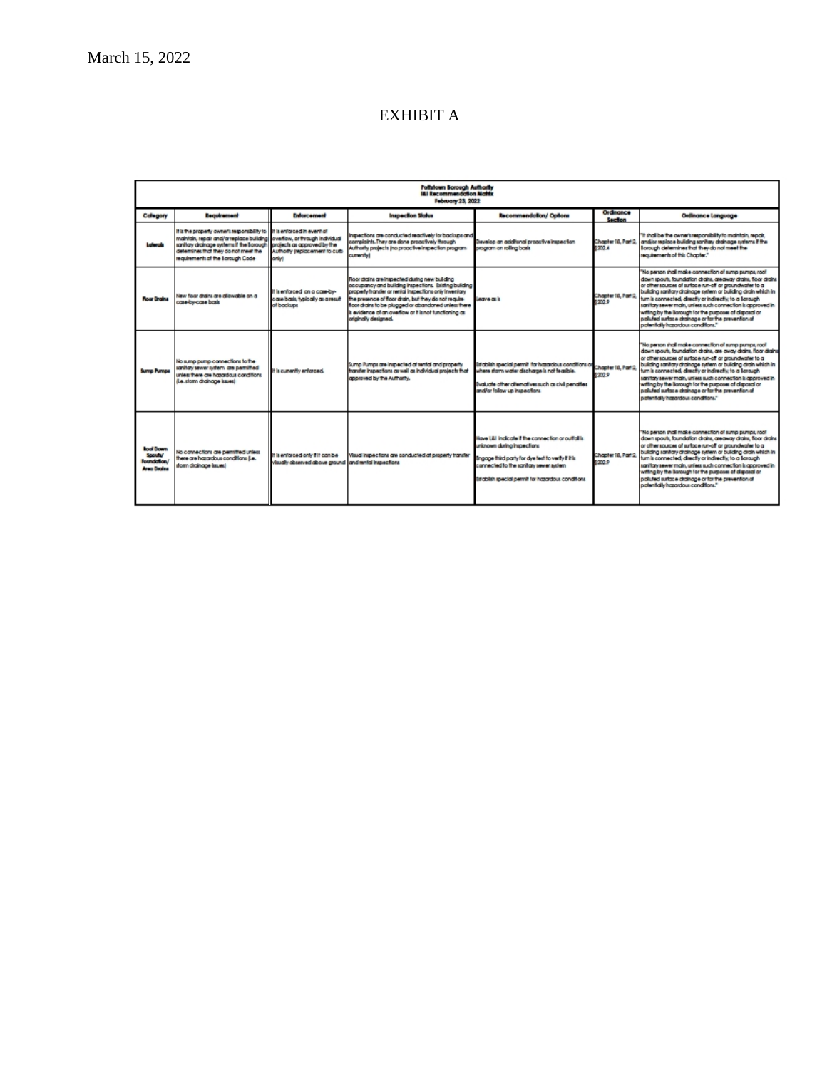March 15, 2022

# EXHIBIT A

| Pottstown Borough Authority I&I Recommendation Matrix February 23, 2022 | | | | | | |
|---|---|---|---|---|---|---|
| **Category** | **Requirement** | **Enforcement** | **Inspection Status** | **Recommendation/ Options** | **Ordinance Section** | **Ordinance Language** |
| **Laterals** | It is the property owner's responsibility to maintain, repair and/or replace building sanitary drainage systems if the Borough determines that they do not meet the requirements of the Borough Code | It is enforced in event of overflow, or through individual projects as approved by the Authority (replacement to curb only) | Inspections are conducted reactively for backups and complaints. They are done proactively through Authority projects (no proactive inspection program currently) | Develop an additional proactive inspection program on rolling basis | Chapter 18, Part 2, §202.4 | "It shall be the owner's responsibility to maintain, repair, and/or replace building sanitary drainage systems if the Borough determines that they do not meet the requirements of this Chapter." |
| **Floor Drains** | New floor drains are allowable on a case-by-case basis | It is enforced on a case-by-case basis, typically as a result of backups | Floor drains are inspected during new building occupancy and building inspections. Existing building property transfer or rental inspections only inventory the presence of floor drain, but they do not require floor drains to be plugged or abandoned unless there is evidence of an overflow or it is not functioning as originally designed. | Leave as is | Chapter 18, Part 2, §202.9 | "No person shall make connection of sump pumps, roof down spouts, foundation drains, areaway drains, floor drains or other sources of surface run-off or groundwater to a building sanitary drainage system or building drain which in turn is connected, directly or indirectly, to a Borough sanitary sewer main, unless such connection is approved in writing by the Borough for the purposes of disposal or polluted surface drainage or for the prevention of potentially hazardous conditions." |
| **Sump Pumps** | No sump pump connections to the sanitary sewer system are permitted unless there are hazardous conditions (i.e. storm drainage issues) | It is currently enforced. | Sump Pumps are inspected at rental and property transfer inspections as well as individual projects that approved by the Authority. | Establish special permit for hazardous conditions or where storm water discharge is not feasible.<br><br>Evaluate other alternatives such as civil penalties and/or follow up inspections | Chapter 18, Part 2, §202.9 | "No person shall make connection of sump pumps, roof down spouts, foundation drains, are away drains, floor drains or other sources of surface run-off or groundwater to a building sanitary drainage system or building drain which in turn is connected, directly or indirectly, to a Borough sanitary sewer main, unless such connection is approved in writing by the Borough for the purposes of disposal or polluted surface drainage or for the prevention of potentially hazardous conditions." |
| **Roof Down Spouts/ Foundation/ Area Drains** | No connections are permitted unless there are hazardous conditions (i.e. storm drainage issues) | It is enforced only if it can be visually observed above ground | Visual inspections are conducted at property transfer and rental inspections | Have L&I indicate if the connection or outfall is unknown during inspections<br><br>Engage third party for dye test to verify if it is connected to the sanitary sewer system<br><br>Establish special permit for hazardous conditions | Chapter 18, Part 2, §202.9 | "No person shall make connection of sump pumps, roof down spouts, foundation drains, areaway drains, floor drains or other sources of surface run-off or groundwater to a building sanitary drainage system or building drain which in turn is connected, directly or indirectly, to a Borough sanitary sewer main, unless such connection is approved in writing by the Borough for the purposes of disposal or polluted surface drainage or for the prevention of potentially hazardous conditions." |